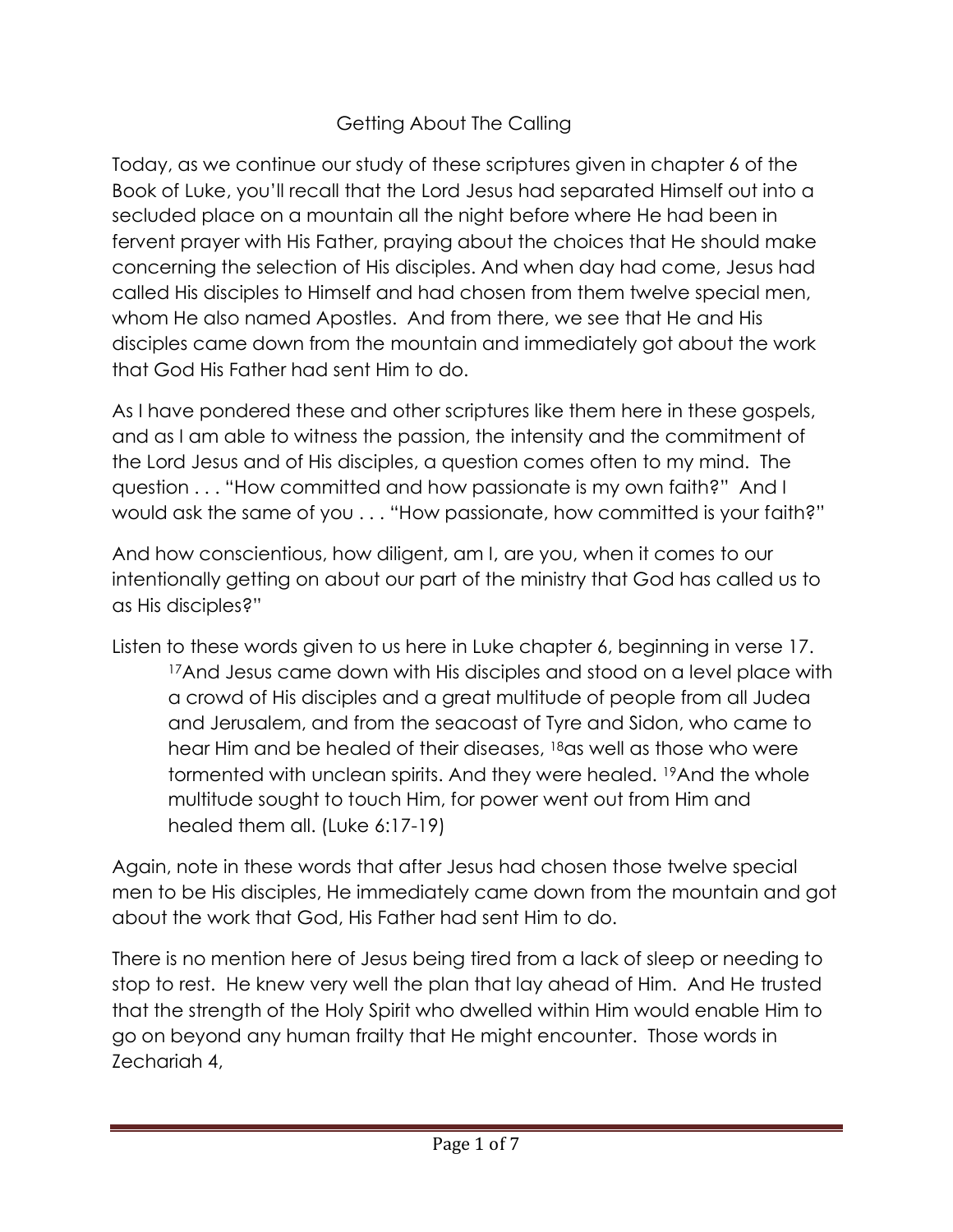# Getting About The Calling

Today, as we continue our study of these scriptures given in chapter 6 of the Book of Luke, you'll recall that the Lord Jesus had separated Himself out into a secluded place on a mountain all the night before where He had been in fervent prayer with His Father, praying about the choices that He should make concerning the selection of His disciples. And when day had come, Jesus had called His disciples to Himself and had chosen from them twelve special men, whom He also named Apostles. And from there, we see that He and His disciples came down from the mountain and immediately got about the work that God His Father had sent Him to do.

As I have pondered these and other scriptures like them here in these gospels, and as I am able to witness the passion, the intensity and the commitment of the Lord Jesus and of His disciples, a question comes often to my mind. The question . . . "How committed and how passionate is my own faith?" And I would ask the same of you . . . "How passionate, how committed is your faith?"

And how conscientious, how diligent, am I, are you, when it comes to our intentionally getting on about our part of the ministry that God has called us to as His disciples?"

Listen to these words given to us here in Luke chapter 6, beginning in verse 17.

> [17]And Jesus came down with His disciples and stood on a level place with a crowd of His disciples and a great multitude of people from all Judea and Jerusalem, and from the seacoast of Tyre and Sidon, who came to hear Him and be healed of their diseases, [18]as well as those who were tormented with unclean spirits. And they were healed. [19]And the whole multitude sought to touch Him, for power went out from Him and healed them all. (Luke 6:17-19)

Again, note in these words that after Jesus had chosen those twelve special men to be His disciples, He immediately came down from the mountain and got about the work that God, His Father had sent Him to do.

There is no mention here of Jesus being tired from a lack of sleep or needing to stop to rest. He knew very well the plan that lay ahead of Him. And He trusted that the strength of the Holy Spirit who dwelled within Him would enable Him to go on beyond any human frailty that He might encounter. Those words in Zechariah 4,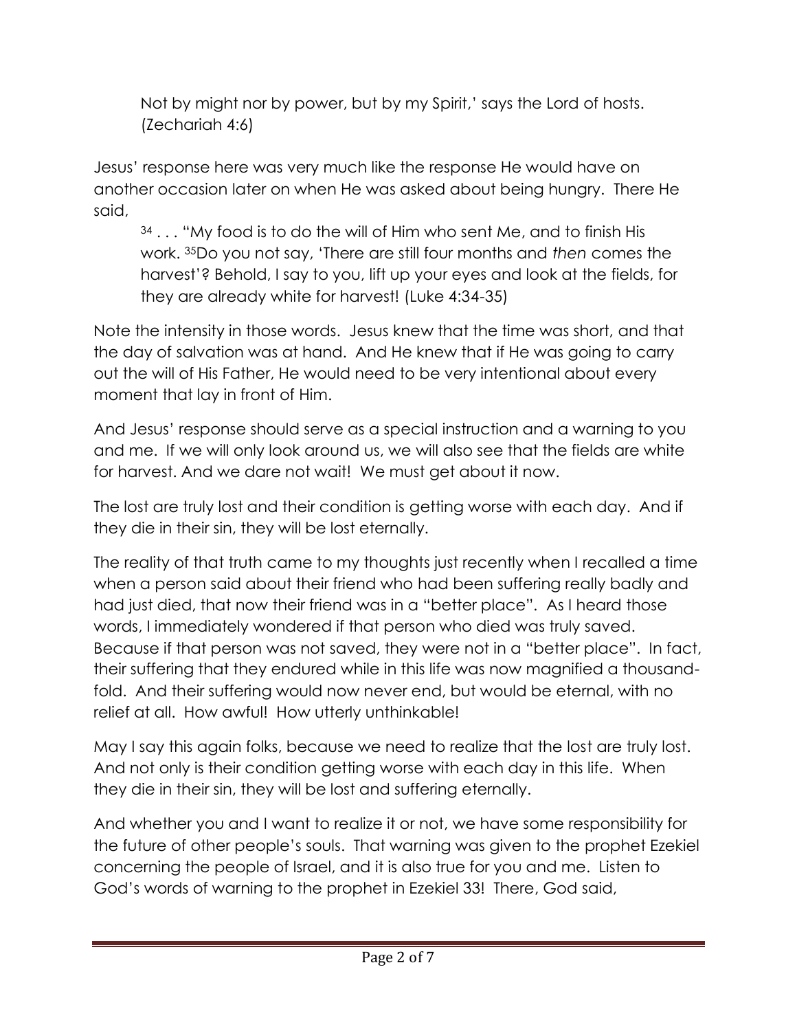> Not by might nor by power, but by my Spirit,' says the Lord of hosts. (Zechariah 4:6)

Jesus' response here was very much like the response He would have on another occasion later on when He was asked about being hungry. There He said,

> [34] . . . "My food is to do the will of Him who sent Me, and to finish His work. [35]Do you not say, 'There are still four months and *then* comes the harvest'? Behold, I say to you, lift up your eyes and look at the fields, for they are already white for harvest! (Luke 4:34-35)

Note the intensity in those words. Jesus knew that the time was short, and that the day of salvation was at hand. And He knew that if He was going to carry out the will of His Father, He would need to be very intentional about every moment that lay in front of Him.

And Jesus' response should serve as a special instruction and a warning to you and me. If we will only look around us, we will also see that the fields are white for harvest. And we dare not wait! We must get about it now.

The lost are truly lost and their condition is getting worse with each day. And if they die in their sin, they will be lost eternally.

The reality of that truth came to my thoughts just recently when I recalled a time when a person said about their friend who had been suffering really badly and had just died, that now their friend was in a "better place". As I heard those words, I immediately wondered if that person who died was truly saved. Because if that person was not saved, they were not in a "better place". In fact, their suffering that they endured while in this life was now magnified a thousand-fold. And their suffering would now never end, but would be eternal, with no relief at all. How awful! How utterly unthinkable!

May I say this again folks, because we need to realize that the lost are truly lost. And not only is their condition getting worse with each day in this life. When they die in their sin, they will be lost and suffering eternally.

And whether you and I want to realize it or not, we have some responsibility for the future of other people's souls. That warning was given to the prophet Ezekiel concerning the people of Israel, and it is also true for you and me. Listen to God's words of warning to the prophet in Ezekiel 33! There, God said,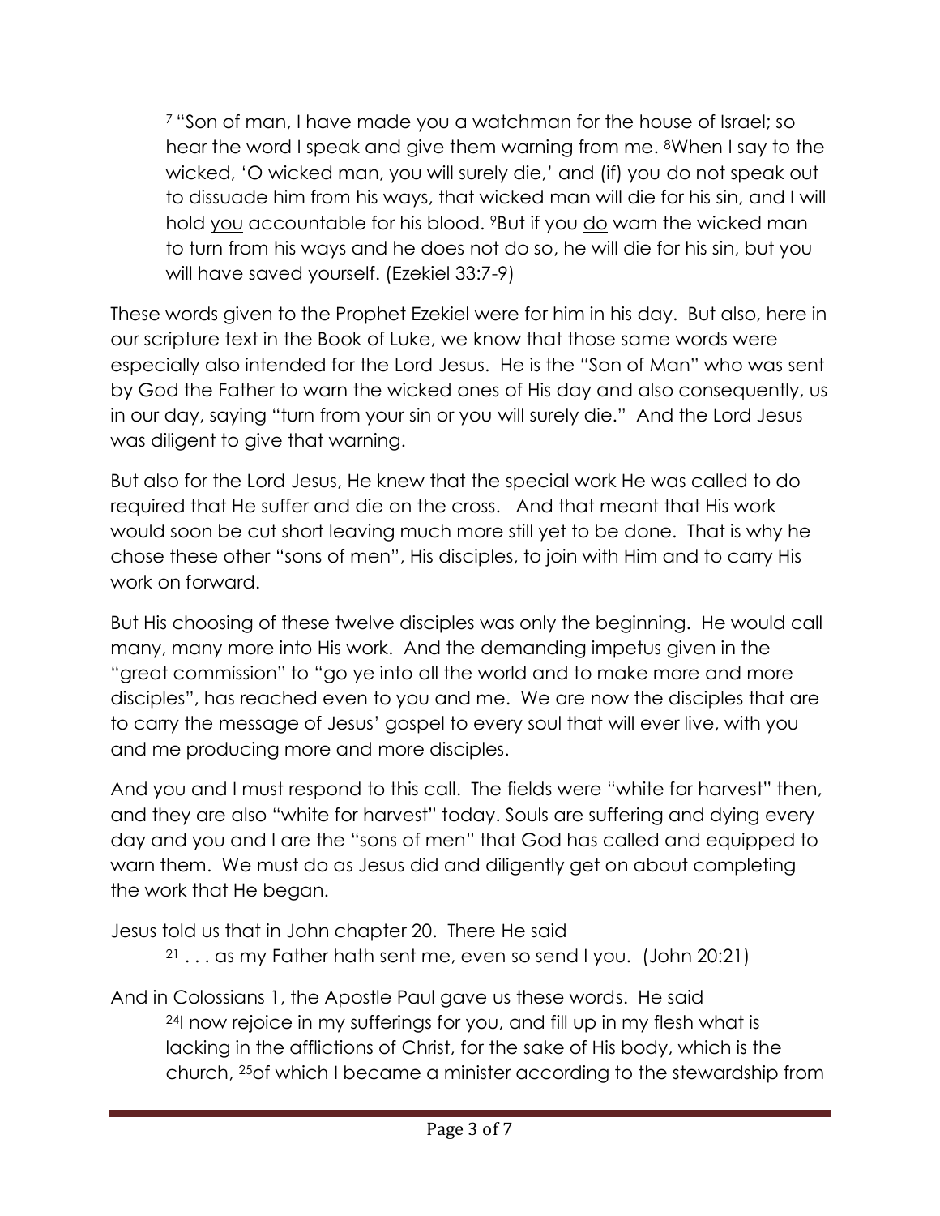> [7] "Son of man, I have made you a watchman for the house of Israel; so hear the word I speak and give them warning from me. [8]When I say to the wicked, 'O wicked man, you will surely die,' and (if) you <u>do not</u> speak out to dissuade him from his ways, that wicked man will die for his sin, and I will hold <u>you</u> accountable for his blood. [9]But if you <u>do</u> warn the wicked man to turn from his ways and he does not do so, he will die for his sin, but you will have saved yourself. (Ezekiel 33:7-9)

These words given to the Prophet Ezekiel were for him in his day. But also, here in our scripture text in the Book of Luke, we know that those same words were especially also intended for the Lord Jesus. He is the "Son of Man" who was sent by God the Father to warn the wicked ones of His day and also consequently, us in our day, saying "turn from your sin or you will surely die." And the Lord Jesus was diligent to give that warning.

But also for the Lord Jesus, He knew that the special work He was called to do required that He suffer and die on the cross. And that meant that His work would soon be cut short leaving much more still yet to be done. That is why he chose these other "sons of men", His disciples, to join with Him and to carry His work on forward.

But His choosing of these twelve disciples was only the beginning. He would call many, many more into His work. And the demanding impetus given in the "great commission" to "go ye into all the world and to make more and more disciples", has reached even to you and me. We are now the disciples that are to carry the message of Jesus' gospel to every soul that will ever live, with you and me producing more and more disciples.

And you and I must respond to this call. The fields were "white for harvest" then, and they are also "white for harvest" today. Souls are suffering and dying every day and you and I are the "sons of men" that God has called and equipped to warn them. We must do as Jesus did and diligently get on about completing the work that He began.

Jesus told us that in John chapter 20. There He said

> [21] . . . as my Father hath sent me, even so send I you. (John 20:21)

And in Colossians 1, the Apostle Paul gave us these words. He said

> [24]I now rejoice in my sufferings for you, and fill up in my flesh what is lacking in the afflictions of Christ, for the sake of His body, which is the church, [25]of which I became a minister according to the stewardship from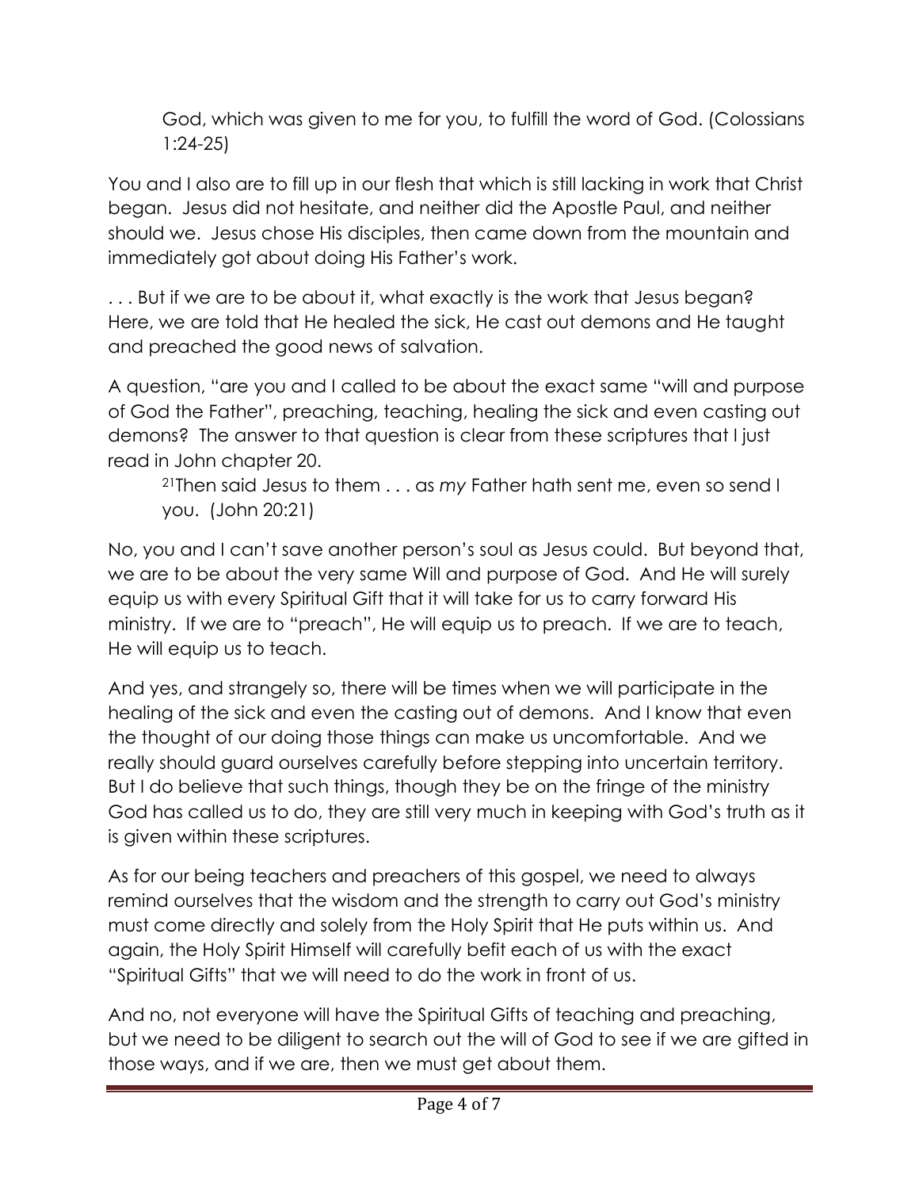> God, which was given to me for you, to fulfill the word of God. (Colossians 1:24-25)

You and I also are to fill up in our flesh that which is still lacking in work that Christ began. Jesus did not hesitate, and neither did the Apostle Paul, and neither should we. Jesus chose His disciples, then came down from the mountain and immediately got about doing His Father's work.

. . . But if we are to be about it, what exactly is the work that Jesus began? Here, we are told that He healed the sick, He cast out demons and He taught and preached the good news of salvation.

A question, "are you and I called to be about the exact same "will and purpose of God the Father", preaching, teaching, healing the sick and even casting out demons? The answer to that question is clear from these scriptures that I just read in John chapter 20.

> [21]Then said Jesus to them . . . as *my* Father hath sent me, even so send I you. (John 20:21)

No, you and I can't save another person's soul as Jesus could. But beyond that, we are to be about the very same Will and purpose of God. And He will surely equip us with every Spiritual Gift that it will take for us to carry forward His ministry. If we are to "preach", He will equip us to preach. If we are to teach, He will equip us to teach.

And yes, and strangely so, there will be times when we will participate in the healing of the sick and even the casting out of demons. And I know that even the thought of our doing those things can make us uncomfortable. And we really should guard ourselves carefully before stepping into uncertain territory. But I do believe that such things, though they be on the fringe of the ministry God has called us to do, they are still very much in keeping with God's truth as it is given within these scriptures.

As for our being teachers and preachers of this gospel, we need to always remind ourselves that the wisdom and the strength to carry out God's ministry must come directly and solely from the Holy Spirit that He puts within us. And again, the Holy Spirit Himself will carefully befit each of us with the exact "Spiritual Gifts" that we will need to do the work in front of us.

And no, not everyone will have the Spiritual Gifts of teaching and preaching, but we need to be diligent to search out the will of God to see if we are gifted in those ways, and if we are, then we must get about them.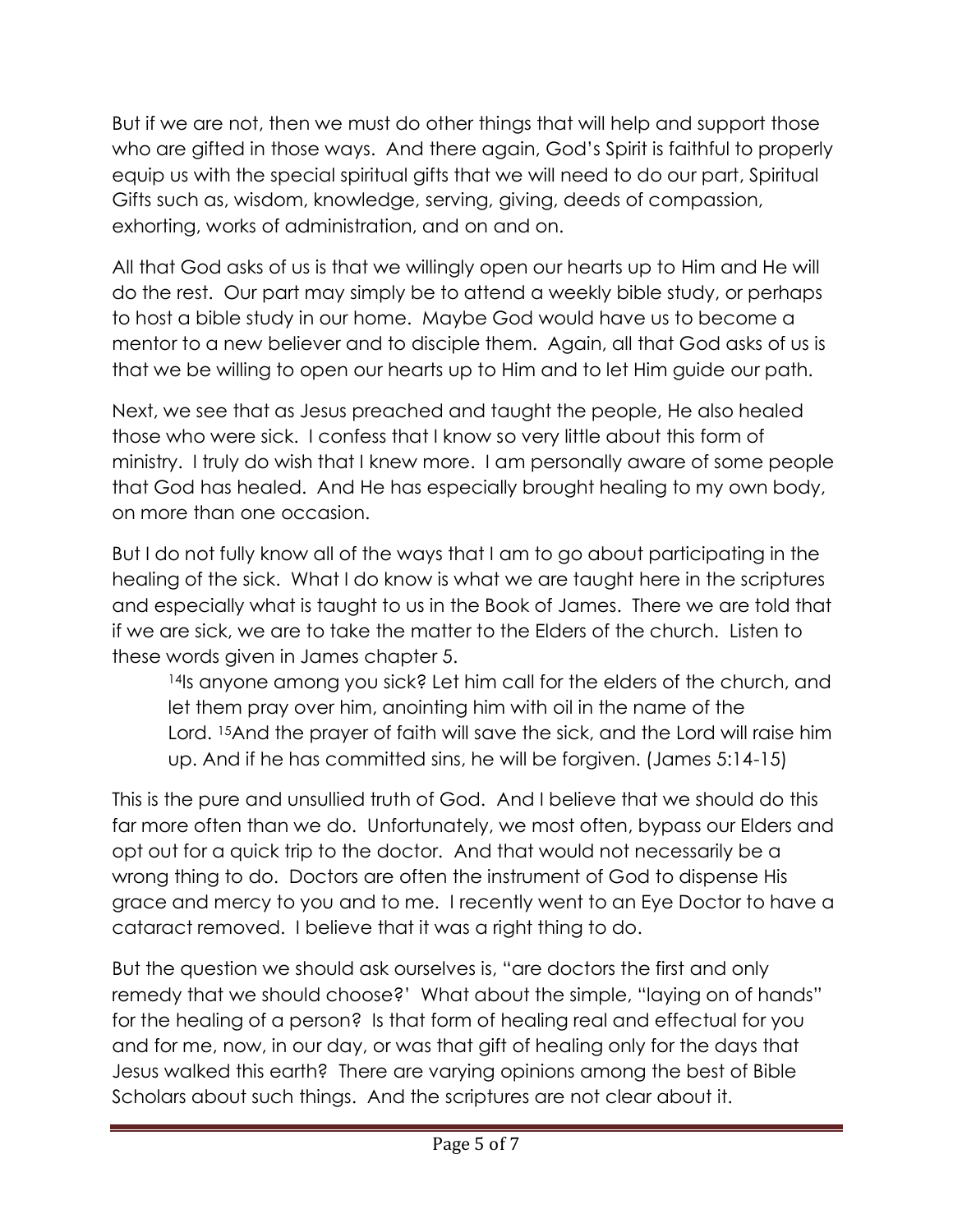But if we are not, then we must do other things that will help and support those who are gifted in those ways. And there again, God's Spirit is faithful to properly equip us with the special spiritual gifts that we will need to do our part, Spiritual Gifts such as, wisdom, knowledge, serving, giving, deeds of compassion, exhorting, works of administration, and on and on.

All that God asks of us is that we willingly open our hearts up to Him and He will do the rest. Our part may simply be to attend a weekly bible study, or perhaps to host a bible study in our home. Maybe God would have us to become a mentor to a new believer and to disciple them. Again, all that God asks of us is that we be willing to open our hearts up to Him and to let Him guide our path.

Next, we see that as Jesus preached and taught the people, He also healed those who were sick. I confess that I know so very little about this form of ministry. I truly do wish that I knew more. I am personally aware of some people that God has healed. And He has especially brought healing to my own body, on more than one occasion.

But I do not fully know all of the ways that I am to go about participating in the healing of the sick. What I do know is what we are taught here in the scriptures and especially what is taught to us in the Book of James. There we are told that if we are sick, we are to take the matter to the Elders of the church. Listen to these words given in James chapter 5.

> [14]Is anyone among you sick? Let him call for the elders of the church, and let them pray over him, anointing him with oil in the name of the Lord. [15]And the prayer of faith will save the sick, and the Lord will raise him up. And if he has committed sins, he will be forgiven. (James 5:14-15)

This is the pure and unsullied truth of God. And I believe that we should do this far more often than we do. Unfortunately, we most often, bypass our Elders and opt out for a quick trip to the doctor. And that would not necessarily be a wrong thing to do. Doctors are often the instrument of God to dispense His grace and mercy to you and to me. I recently went to an Eye Doctor to have a cataract removed. I believe that it was a right thing to do.

But the question we should ask ourselves is, "are doctors the first and only remedy that we should choose?' What about the simple, "laying on of hands" for the healing of a person? Is that form of healing real and effectual for you and for me, now, in our day, or was that gift of healing only for the days that Jesus walked this earth? There are varying opinions among the best of Bible Scholars about such things. And the scriptures are not clear about it.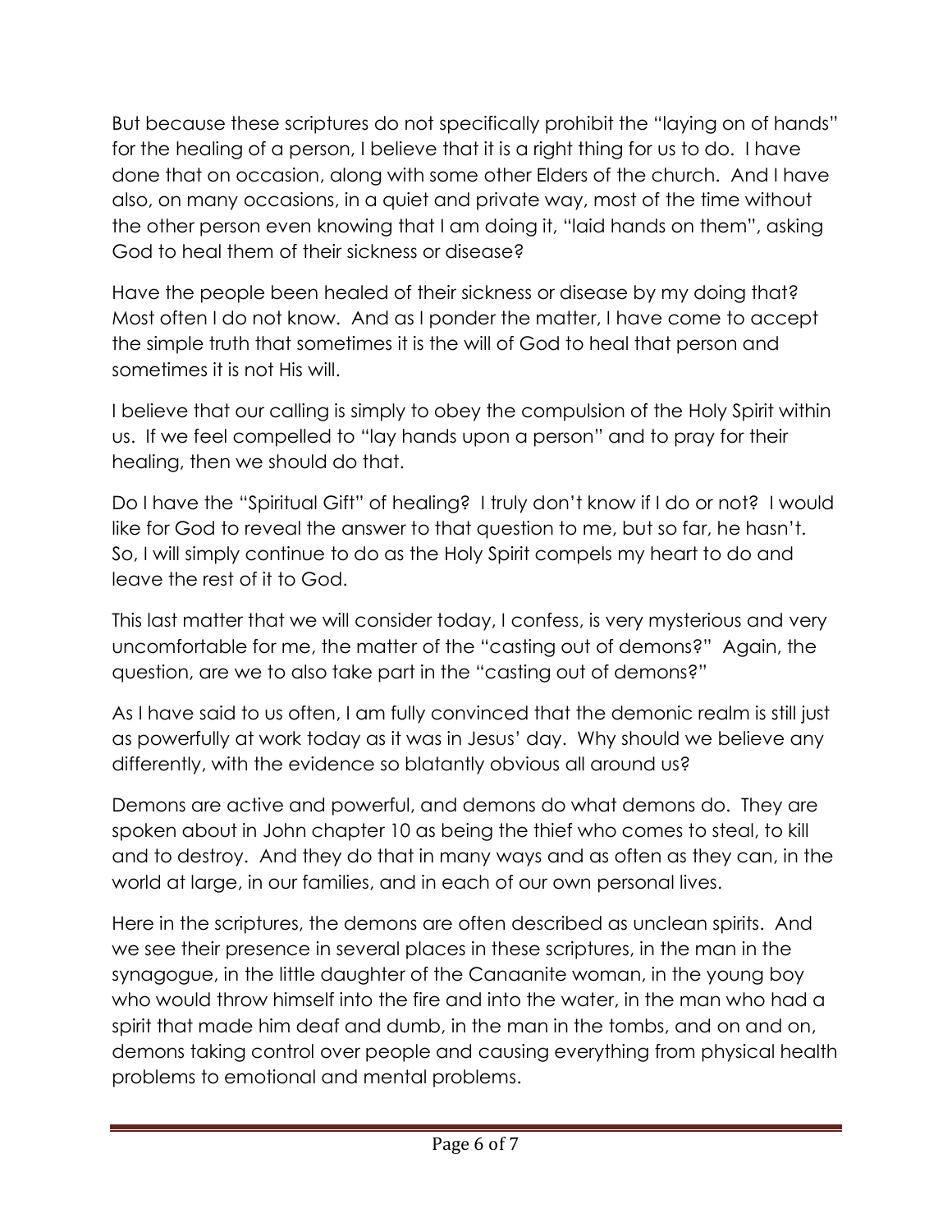But because these scriptures do not specifically prohibit the "laying on of hands" for the healing of a person, I believe that it is a right thing for us to do. I have done that on occasion, along with some other Elders of the church. And I have also, on many occasions, in a quiet and private way, most of the time without the other person even knowing that I am doing it, "laid hands on them", asking God to heal them of their sickness or disease?

Have the people been healed of their sickness or disease by my doing that? Most often I do not know. And as I ponder the matter, I have come to accept the simple truth that sometimes it is the will of God to heal that person and sometimes it is not His will.

I believe that our calling is simply to obey the compulsion of the Holy Spirit within us. If we feel compelled to "lay hands upon a person" and to pray for their healing, then we should do that.

Do I have the "Spiritual Gift" of healing? I truly don't know if I do or not? I would like for God to reveal the answer to that question to me, but so far, he hasn't. So, I will simply continue to do as the Holy Spirit compels my heart to do and leave the rest of it to God.

This last matter that we will consider today, I confess, is very mysterious and very uncomfortable for me, the matter of the "casting out of demons?" Again, the question, are we to also take part in the "casting out of demons?"

As I have said to us often, I am fully convinced that the demonic realm is still just as powerfully at work today as it was in Jesus' day. Why should we believe any differently, with the evidence so blatantly obvious all around us?

Demons are active and powerful, and demons do what demons do. They are spoken about in John chapter 10 as being the thief who comes to steal, to kill and to destroy. And they do that in many ways and as often as they can, in the world at large, in our families, and in each of our own personal lives.

Here in the scriptures, the demons are often described as unclean spirits. And we see their presence in several places in these scriptures, in the man in the synagogue, in the little daughter of the Canaanite woman, in the young boy who would throw himself into the fire and into the water, in the man who had a spirit that made him deaf and dumb, in the man in the tombs, and on and on, demons taking control over people and causing everything from physical health problems to emotional and mental problems.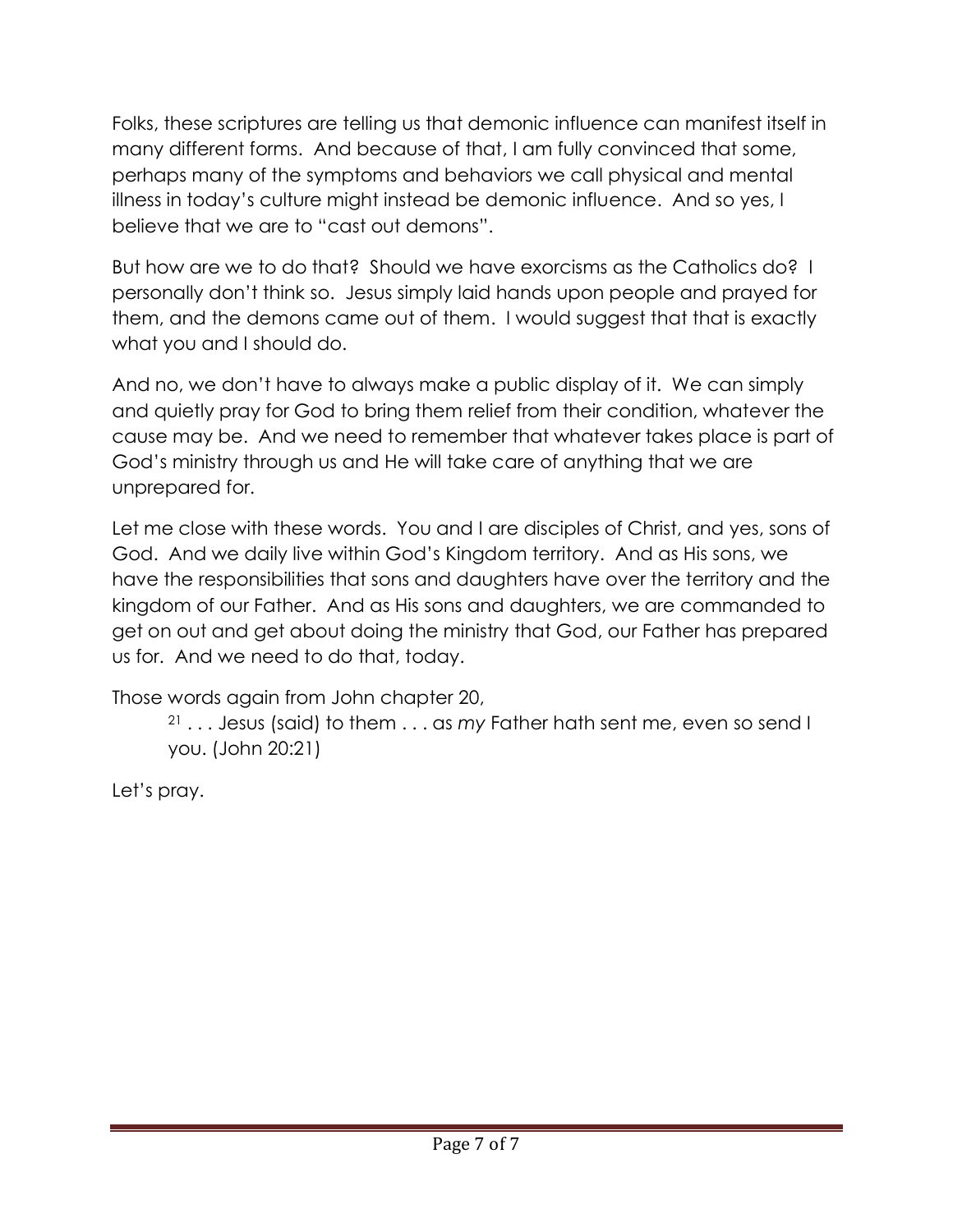Folks, these scriptures are telling us that demonic influence can manifest itself in many different forms. And because of that, I am fully convinced that some, perhaps many of the symptoms and behaviors we call physical and mental illness in today's culture might instead be demonic influence. And so yes, I believe that we are to "cast out demons".

But how are we to do that? Should we have exorcisms as the Catholics do? I personally don't think so. Jesus simply laid hands upon people and prayed for them, and the demons came out of them. I would suggest that that is exactly what you and I should do.

And no, we don't have to always make a public display of it. We can simply and quietly pray for God to bring them relief from their condition, whatever the cause may be. And we need to remember that whatever takes place is part of God's ministry through us and He will take care of anything that we are unprepared for.

Let me close with these words. You and I are disciples of Christ, and yes, sons of God. And we daily live within God's Kingdom territory. And as His sons, we have the responsibilities that sons and daughters have over the territory and the kingdom of our Father. And as His sons and daughters, we are commanded to get on out and get about doing the ministry that God, our Father has prepared us for. And we need to do that, today.

Those words again from John chapter 20,

> [21] . . . Jesus (said) to them . . . as *my* Father hath sent me, even so send I you. (John 20:21)

Let's pray.